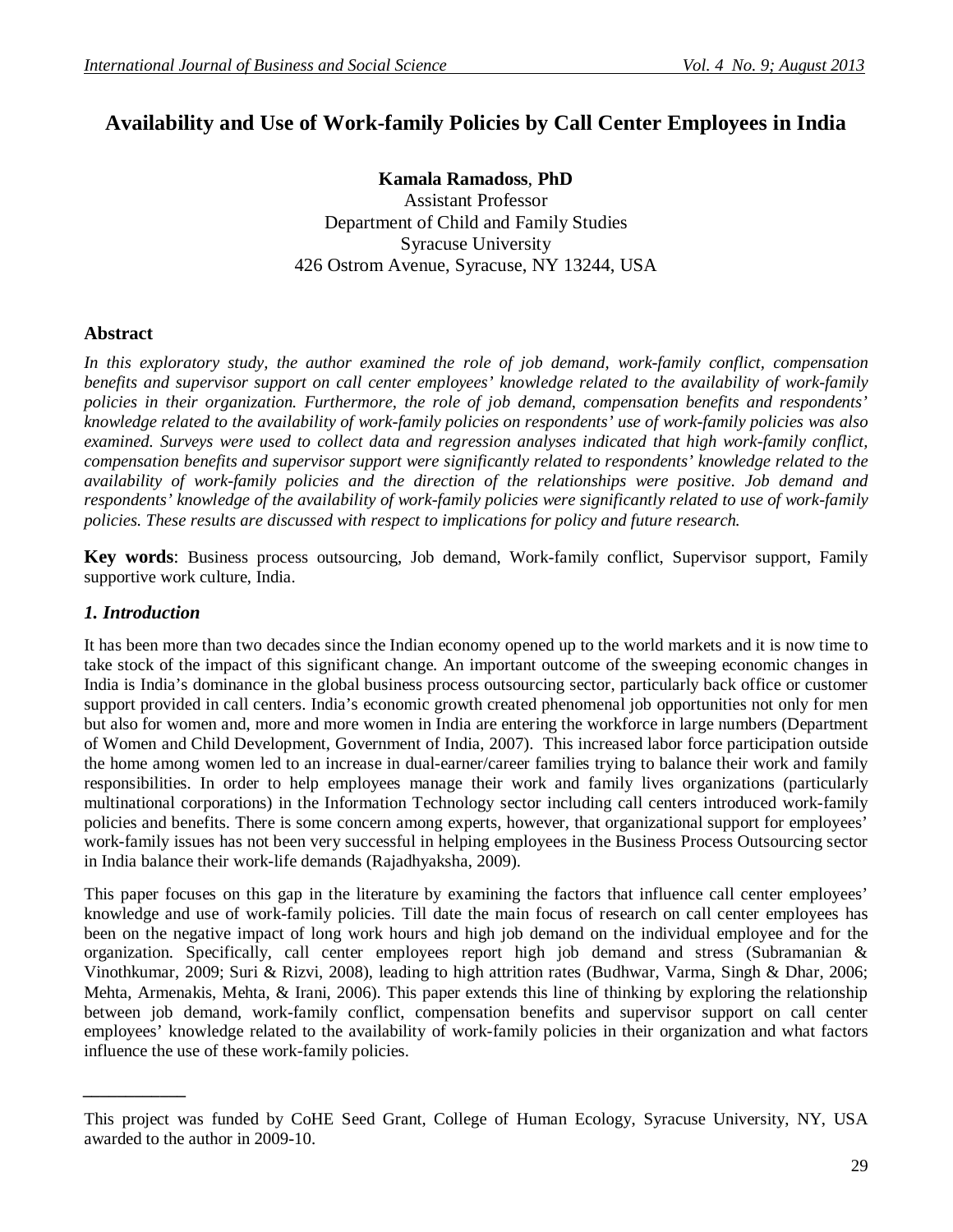# Availability and Use of Work-family Policies by Call Center Employees in India

**Kamala Ramadoss**, **PhD**
Assistant Professor
Department of Child and Family Studies
Syracuse University
426 Ostrom Avenue, Syracuse, NY 13244, USA

## Abstract

*In this exploratory study, the author examined the role of job demand, work-family conflict, compensation benefits and supervisor support on call center employees' knowledge related to the availability of work-family policies in their organization. Furthermore, the role of job demand, compensation benefits and respondents' knowledge related to the availability of work-family policies on respondents' use of work-family policies was also examined. Surveys were used to collect data and regression analyses indicated that high work-family conflict, compensation benefits and supervisor support were significantly related to respondents' knowledge related to the availability of work-family policies and the direction of the relationships were positive. Job demand and respondents' knowledge of the availability of work-family policies were significantly related to use of work-family policies. These results are discussed with respect to implications for policy and future research.*

**Key words**: Business process outsourcing, Job demand, Work-family conflict, Supervisor support, Family supportive work culture, India.

## *1. Introduction*

It has been more than two decades since the Indian economy opened up to the world markets and it is now time to take stock of the impact of this significant change. An important outcome of the sweeping economic changes in India is India's dominance in the global business process outsourcing sector, particularly back office or customer support provided in call centers. India's economic growth created phenomenal job opportunities not only for men but also for women and, more and more women in India are entering the workforce in large numbers (Department of Women and Child Development, Government of India, 2007). This increased labor force participation outside the home among women led to an increase in dual-earner/career families trying to balance their work and family responsibilities. In order to help employees manage their work and family lives organizations (particularly multinational corporations) in the Information Technology sector including call centers introduced work-family policies and benefits. There is some concern among experts, however, that organizational support for employees' work-family issues has not been very successful in helping employees in the Business Process Outsourcing sector in India balance their work-life demands (Rajadhyaksha, 2009).

This paper focuses on this gap in the literature by examining the factors that influence call center employees' knowledge and use of work-family policies. Till date the main focus of research on call center employees has been on the negative impact of long work hours and high job demand on the individual employee and for the organization. Specifically, call center employees report high job demand and stress (Subramanian & Vinothkumar, 2009; Suri & Rizvi, 2008), leading to high attrition rates (Budhwar, Varma, Singh & Dhar, 2006; Mehta, Armenakis, Mehta, & Irani, 2006). This paper extends this line of thinking by exploring the relationship between job demand, work-family conflict, compensation benefits and supervisor support on call center employees' knowledge related to the availability of work-family policies in their organization and what factors influence the use of these work-family policies.

---

This project was funded by CoHE Seed Grant, College of Human Ecology, Syracuse University, NY, USA awarded to the author in 2009-10.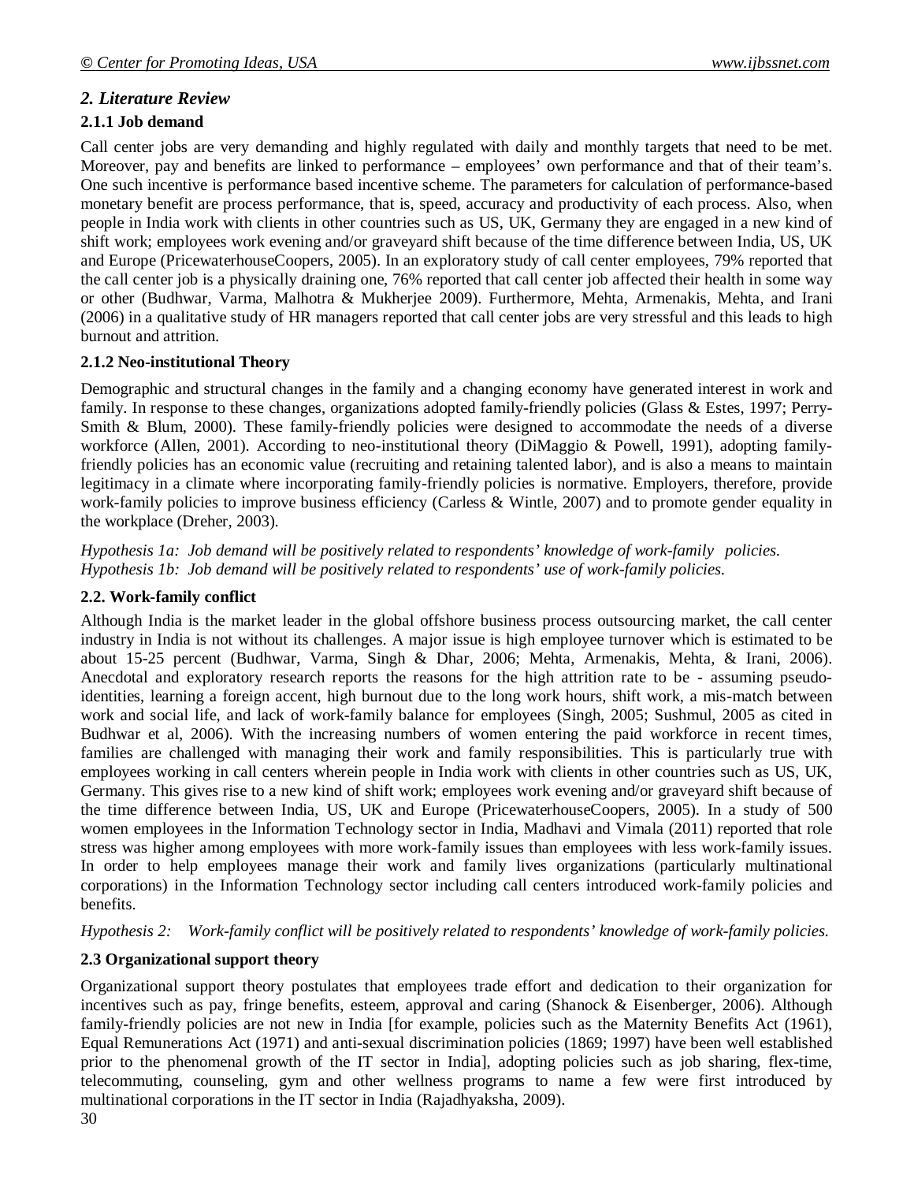## *2. Literature Review*

### 2.1.1 Job demand

Call center jobs are very demanding and highly regulated with daily and monthly targets that need to be met. Moreover, pay and benefits are linked to performance – employees' own performance and that of their team's. One such incentive is performance based incentive scheme. The parameters for calculation of performance-based monetary benefit are process performance, that is, speed, accuracy and productivity of each process. Also, when people in India work with clients in other countries such as US, UK, Germany they are engaged in a new kind of shift work; employees work evening and/or graveyard shift because of the time difference between India, US, UK and Europe (PricewaterhouseCoopers, 2005). In an exploratory study of call center employees, 79% reported that the call center job is a physically draining one, 76% reported that call center job affected their health in some way or other (Budhwar, Varma, Malhotra & Mukherjee 2009). Furthermore, Mehta, Armenakis, Mehta, and Irani (2006) in a qualitative study of HR managers reported that call center jobs are very stressful and this leads to high burnout and attrition.

### 2.1.2 Neo-institutional Theory

Demographic and structural changes in the family and a changing economy have generated interest in work and family. In response to these changes, organizations adopted family-friendly policies (Glass & Estes, 1997; Perry-Smith & Blum, 2000). These family-friendly policies were designed to accommodate the needs of a diverse workforce (Allen, 2001). According to neo-institutional theory (DiMaggio & Powell, 1991), adopting family-friendly policies has an economic value (recruiting and retaining talented labor), and is also a means to maintain legitimacy in a climate where incorporating family-friendly policies is normative. Employers, therefore, provide work-family policies to improve business efficiency (Carless & Wintle, 2007) and to promote gender equality in the workplace (Dreher, 2003).

*Hypothesis 1a: Job demand will be positively related to respondents' knowledge of work-family policies.*
*Hypothesis 1b: Job demand will be positively related to respondents' use of work-family policies.*

### 2.2. Work-family conflict

Although India is the market leader in the global offshore business process outsourcing market, the call center industry in India is not without its challenges. A major issue is high employee turnover which is estimated to be about 15-25 percent (Budhwar, Varma, Singh & Dhar, 2006; Mehta, Armenakis, Mehta, & Irani, 2006). Anecdotal and exploratory research reports the reasons for the high attrition rate to be - assuming pseudo-identities, learning a foreign accent, high burnout due to the long work hours, shift work, a mis-match between work and social life, and lack of work-family balance for employees (Singh, 2005; Sushmul, 2005 as cited in Budhwar et al, 2006). With the increasing numbers of women entering the paid workforce in recent times, families are challenged with managing their work and family responsibilities. This is particularly true with employees working in call centers wherein people in India work with clients in other countries such as US, UK, Germany. This gives rise to a new kind of shift work; employees work evening and/or graveyard shift because of the time difference between India, US, UK and Europe (PricewaterhouseCoopers, 2005). In a study of 500 women employees in the Information Technology sector in India, Madhavi and Vimala (2011) reported that role stress was higher among employees with more work-family issues than employees with less work-family issues. In order to help employees manage their work and family lives organizations (particularly multinational corporations) in the Information Technology sector including call centers introduced work-family policies and benefits.

*Hypothesis 2: Work-family conflict will be positively related to respondents' knowledge of work-family policies.*

### 2.3 Organizational support theory

Organizational support theory postulates that employees trade effort and dedication to their organization for incentives such as pay, fringe benefits, esteem, approval and caring (Shanock & Eisenberger, 2006). Although family-friendly policies are not new in India [for example, policies such as the Maternity Benefits Act (1961), Equal Remunerations Act (1971) and anti-sexual discrimination policies (1869; 1997) have been well established prior to the phenomenal growth of the IT sector in India], adopting policies such as job sharing, flex-time, telecommuting, counseling, gym and other wellness programs to name a few were first introduced by multinational corporations in the IT sector in India (Rajadhyaksha, 2009).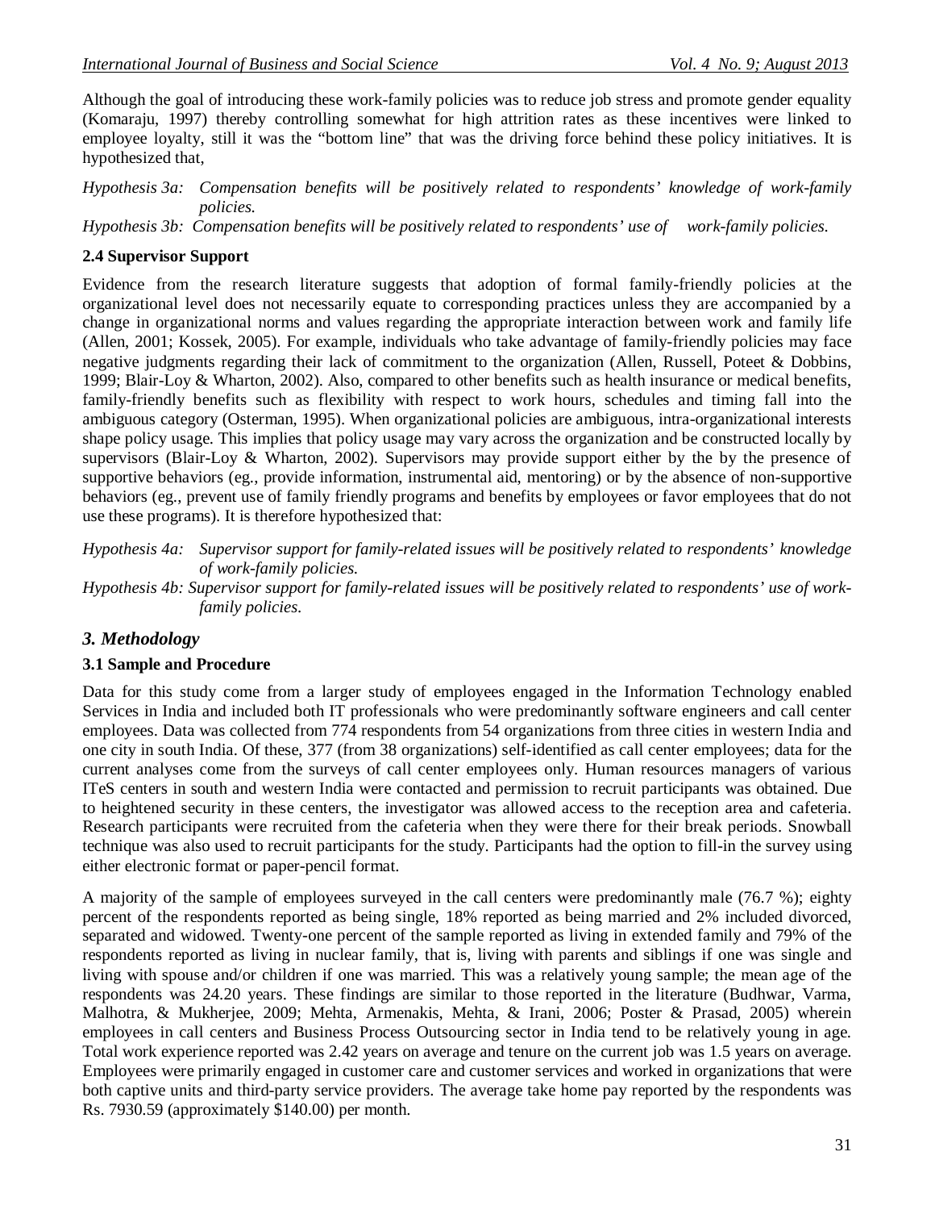Although the goal of introducing these work-family policies was to reduce job stress and promote gender equality (Komaraju, 1997) thereby controlling somewhat for high attrition rates as these incentives were linked to employee loyalty, still it was the "bottom line" that was the driving force behind these policy initiatives. It is hypothesized that,

*Hypothesis 3a: Compensation benefits will be positively related to respondents' knowledge of work-family policies.*

*Hypothesis 3b: Compensation benefits will be positively related to respondents' use of work-family policies.*

### 2.4 Supervisor Support

Evidence from the research literature suggests that adoption of formal family-friendly policies at the organizational level does not necessarily equate to corresponding practices unless they are accompanied by a change in organizational norms and values regarding the appropriate interaction between work and family life (Allen, 2001; Kossek, 2005). For example, individuals who take advantage of family-friendly policies may face negative judgments regarding their lack of commitment to the organization (Allen, Russell, Poteet & Dobbins, 1999; Blair-Loy & Wharton, 2002). Also, compared to other benefits such as health insurance or medical benefits, family-friendly benefits such as flexibility with respect to work hours, schedules and timing fall into the ambiguous category (Osterman, 1995). When organizational policies are ambiguous, intra-organizational interests shape policy usage. This implies that policy usage may vary across the organization and be constructed locally by supervisors (Blair-Loy & Wharton, 2002). Supervisors may provide support either by the by the presence of supportive behaviors (eg., provide information, instrumental aid, mentoring) or by the absence of non-supportive behaviors (eg., prevent use of family friendly programs and benefits by employees or favor employees that do not use these programs). It is therefore hypothesized that:

*Hypothesis 4a: Supervisor support for family-related issues will be positively related to respondents' knowledge of work-family policies.*

*Hypothesis 4b: Supervisor support for family-related issues will be positively related to respondents' use of work-family policies.*

## *3. Methodology*

### 3.1 Sample and Procedure

Data for this study come from a larger study of employees engaged in the Information Technology enabled Services in India and included both IT professionals who were predominantly software engineers and call center employees. Data was collected from 774 respondents from 54 organizations from three cities in western India and one city in south India. Of these, 377 (from 38 organizations) self-identified as call center employees; data for the current analyses come from the surveys of call center employees only. Human resources managers of various ITeS centers in south and western India were contacted and permission to recruit participants was obtained. Due to heightened security in these centers, the investigator was allowed access to the reception area and cafeteria. Research participants were recruited from the cafeteria when they were there for their break periods. Snowball technique was also used to recruit participants for the study. Participants had the option to fill-in the survey using either electronic format or paper-pencil format.

A majority of the sample of employees surveyed in the call centers were predominantly male (76.7 %); eighty percent of the respondents reported as being single, 18% reported as being married and 2% included divorced, separated and widowed. Twenty-one percent of the sample reported as living in extended family and 79% of the respondents reported as living in nuclear family, that is, living with parents and siblings if one was single and living with spouse and/or children if one was married. This was a relatively young sample; the mean age of the respondents was 24.20 years. These findings are similar to those reported in the literature (Budhwar, Varma, Malhotra, & Mukherjee, 2009; Mehta, Armenakis, Mehta, & Irani, 2006; Poster & Prasad, 2005) wherein employees in call centers and Business Process Outsourcing sector in India tend to be relatively young in age. Total work experience reported was 2.42 years on average and tenure on the current job was 1.5 years on average. Employees were primarily engaged in customer care and customer services and worked in organizations that were both captive units and third-party service providers. The average take home pay reported by the respondents was Rs. 7930.59 (approximately $140.00) per month.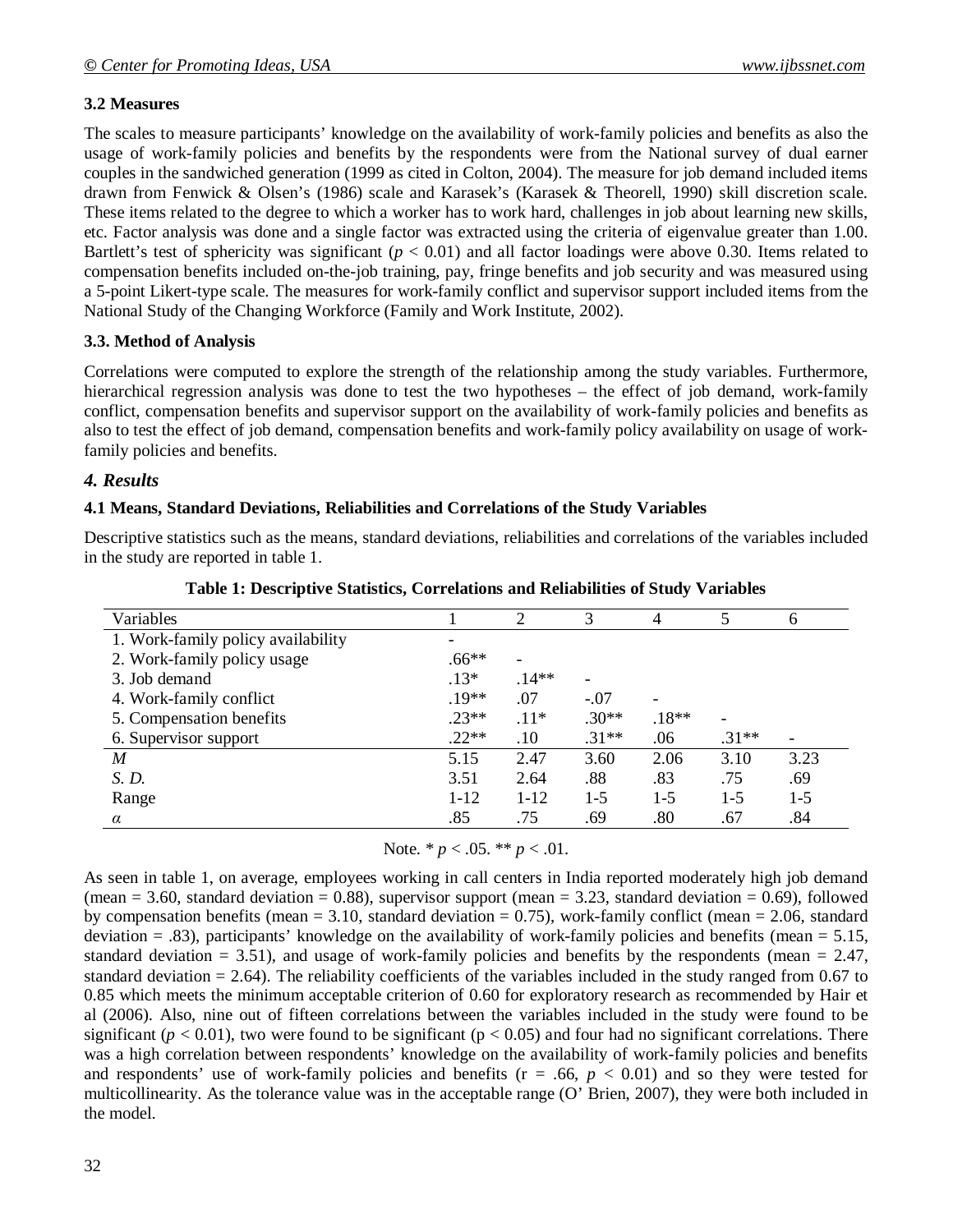### 3.2 Measures

The scales to measure participants' knowledge on the availability of work-family policies and benefits as also the usage of work-family policies and benefits by the respondents were from the National survey of dual earner couples in the sandwiched generation (1999 as cited in Colton, 2004). The measure for job demand included items drawn from Fenwick & Olsen's (1986) scale and Karasek's (Karasek & Theorell, 1990) skill discretion scale. These items related to the degree to which a worker has to work hard, challenges in job about learning new skills, etc. Factor analysis was done and a single factor was extracted using the criteria of eigenvalue greater than 1.00. Bartlett's test of sphericity was significant ($p < 0.01$) and all factor loadings were above 0.30. Items related to compensation benefits included on-the-job training, pay, fringe benefits and job security and was measured using a 5-point Likert-type scale. The measures for work-family conflict and supervisor support included items from the National Study of the Changing Workforce (Family and Work Institute, 2002).

### 3.3. Method of Analysis

Correlations were computed to explore the strength of the relationship among the study variables. Furthermore, hierarchical regression analysis was done to test the two hypotheses – the effect of job demand, work-family conflict, compensation benefits and supervisor support on the availability of work-family policies and benefits as also to test the effect of job demand, compensation benefits and work-family policy availability on usage of work-family policies and benefits.

## *4. Results*

### 4.1 Means, Standard Deviations, Reliabilities and Correlations of the Study Variables

Descriptive statistics such as the means, standard deviations, reliabilities and correlations of the variables included in the study are reported in table 1.

**Table 1: Descriptive Statistics, Correlations and Reliabilities of Study Variables**

| Variables | 1 | 2 | 3 | 4 | 5 | 6 |
|---|---|---|---|---|---|---|
| 1. Work-family policy availability | - | | | | | |
| 2. Work-family policy usage | .66** | - | | | | |
| 3. Job demand | .13* | .14** | - | | | |
| 4. Work-family conflict | .19** | .07 | -.07 | - | | |
| 5. Compensation benefits | .23** | .11* | .30** | .18** | - | |
| 6. Supervisor support | .22** | .10 | .31** | .06 | .31** | - |
| *M* | 5.15 | 2.47 | 3.60 | 2.06 | 3.10 | 3.23 |
| *S. D.* | 3.51 | 2.64 | .88 | .83 | .75 | .69 |
| Range | 1-12 | 1-12 | 1-5 | 1-5 | 1-5 | 1-5 |
| $\alpha$ | .85 | .75 | .69 | .80 | .67 | .84 |

Note. * $p < .05$. ** $p < .01$.

As seen in table 1, on average, employees working in call centers in India reported moderately high job demand (mean = 3.60, standard deviation = 0.88), supervisor support (mean = 3.23, standard deviation = 0.69), followed by compensation benefits (mean = 3.10, standard deviation = 0.75), work-family conflict (mean = 2.06, standard deviation = .83), participants' knowledge on the availability of work-family policies and benefits (mean = 5.15, standard deviation = 3.51), and usage of work-family policies and benefits by the respondents (mean = 2.47, standard deviation = 2.64). The reliability coefficients of the variables included in the study ranged from 0.67 to 0.85 which meets the minimum acceptable criterion of 0.60 for exploratory research as recommended by Hair et al (2006). Also, nine out of fifteen correlations between the variables included in the study were found to be significant ($p < 0.01$), two were found to be significant ($p < 0.05$) and four had no significant correlations. There was a high correlation between respondents' knowledge on the availability of work-family policies and benefits and respondents' use of work-family policies and benefits ($r = .66$, $p < 0.01$) and so they were tested for multicollinearity. As the tolerance value was in the acceptable range (O' Brien, 2007), they were both included in the model.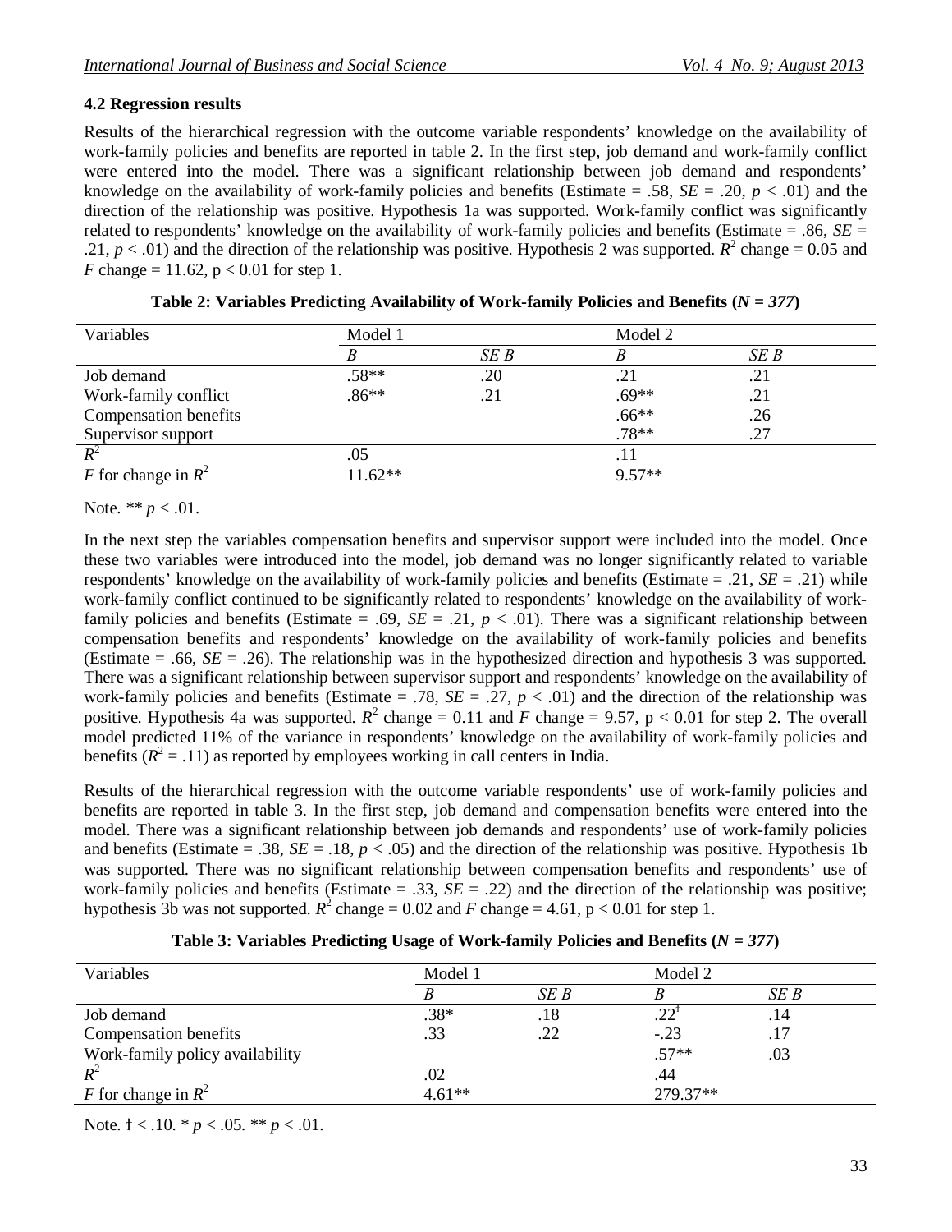### 4.2 Regression results

Results of the hierarchical regression with the outcome variable respondents' knowledge on the availability of work-family policies and benefits are reported in table 2. In the first step, job demand and work-family conflict were entered into the model. There was a significant relationship between job demand and respondents' knowledge on the availability of work-family policies and benefits (Estimate = .58, *SE* = .20, $p < .01$) and the direction of the relationship was positive. Hypothesis 1a was supported. Work-family conflict was significantly related to respondents' knowledge on the availability of work-family policies and benefits (Estimate = .86, *SE* = .21, $p < .01$) and the direction of the relationship was positive. Hypothesis 2 was supported. $R^2$ change = 0.05 and *F* change = 11.62, p < 0.01 for step 1.

**Table 2: Variables Predicting Availability of Work-family Policies and Benefits (*N = 377*)**

| Variables | Model 1 | | Model 2 | |
|---|---|---|---|---|
| | *B* | *SE B* | *B* | *SE B* |
| Job demand | .58** | .20 | .21 | .21 |
| Work-family conflict | .86** | .21 | .69** | .21 |
| Compensation benefits | | | .66** | .26 |
| Supervisor support | | | .78** | .27 |
| $R^2$ | .05 | | .11 | |
| *F* for change in $R^2$ | 11.62** | | 9.57** | |

Note. ** $p < .01$.

In the next step the variables compensation benefits and supervisor support were included into the model. Once these two variables were introduced into the model, job demand was no longer significantly related to variable respondents' knowledge on the availability of work-family policies and benefits (Estimate = .21, *SE* = .21) while work-family conflict continued to be significantly related to respondents' knowledge on the availability of work-family policies and benefits (Estimate = .69, *SE* = .21, $p < .01$). There was a significant relationship between compensation benefits and respondents' knowledge on the availability of work-family policies and benefits (Estimate = .66, *SE* = .26). The relationship was in the hypothesized direction and hypothesis 3 was supported. There was a significant relationship between supervisor support and respondents' knowledge on the availability of work-family policies and benefits (Estimate = .78, *SE* = .27, $p < .01$) and the direction of the relationship was positive. Hypothesis 4a was supported. $R^2$ change = 0.11 and *F* change = 9.57, p < 0.01 for step 2. The overall model predicted 11% of the variance in respondents' knowledge on the availability of work-family policies and benefits ($R^2 = .11$) as reported by employees working in call centers in India.

Results of the hierarchical regression with the outcome variable respondents' use of work-family policies and benefits are reported in table 3. In the first step, job demand and compensation benefits were entered into the model. There was a significant relationship between job demands and respondents' use of work-family policies and benefits (Estimate = .38, *SE* = .18, $p < .05$) and the direction of the relationship was positive. Hypothesis 1b was supported. There was no significant relationship between compensation benefits and respondents' use of work-family policies and benefits (Estimate = .33, *SE* = .22) and the direction of the relationship was positive; hypothesis 3b was not supported. $R^2$ change = 0.02 and *F* change = 4.61, p < 0.01 for step 1.

**Table 3: Variables Predicting Usage of Work-family Policies and Benefits (*N = 377*)**

| Variables | Model 1 | | Model 2 | |
|---|---|---|---|---|
| | *B* | *SE B* | *B* | *SE B* |
| Job demand | .38* | .18 | .22ǂ | .14 |
| Compensation benefits | .33 | .22 | -.23 | .17 |
| Work-family policy availability | | | .57** | .03 |
| $R^2$ | .02 | | .44 | |
| *F* for change in $R^2$ | 4.61** | | 279.37** | |

Note. ǂ < .10. * $p < .05$. ** $p < .01$.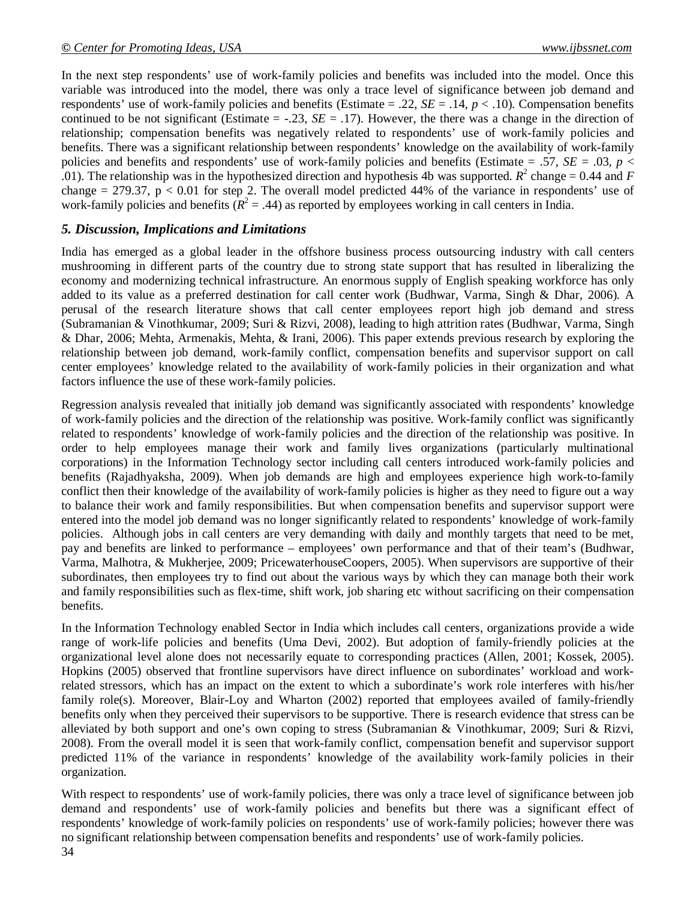In the next step respondents' use of work-family policies and benefits was included into the model. Once this variable was introduced into the model, there was only a trace level of significance between job demand and respondents' use of work-family policies and benefits (Estimate = .22, *SE* = .14, $p < .10$). Compensation benefits continued to be not significant (Estimate = -.23, *SE* = .17). However, the there was a change in the direction of relationship; compensation benefits was negatively related to respondents' use of work-family policies and benefits. There was a significant relationship between respondents' knowledge on the availability of work-family policies and benefits and respondents' use of work-family policies and benefits (Estimate = .57, *SE* = .03, $p < .01$). The relationship was in the hypothesized direction and hypothesis 4b was supported. $R^2$ change = 0.44 and $F$ change = 279.37, $p < 0.01$ for step 2. The overall model predicted 44% of the variance in respondents' use of work-family policies and benefits ($R^2 = .44$) as reported by employees working in call centers in India.

## *5. Discussion, Implications and Limitations*

India has emerged as a global leader in the offshore business process outsourcing industry with call centers mushrooming in different parts of the country due to strong state support that has resulted in liberalizing the economy and modernizing technical infrastructure. An enormous supply of English speaking workforce has only added to its value as a preferred destination for call center work (Budhwar, Varma, Singh & Dhar, 2006). A perusal of the research literature shows that call center employees report high job demand and stress (Subramanian & Vinothkumar, 2009; Suri & Rizvi, 2008), leading to high attrition rates (Budhwar, Varma, Singh & Dhar, 2006; Mehta, Armenakis, Mehta, & Irani, 2006). This paper extends previous research by exploring the relationship between job demand, work-family conflict, compensation benefits and supervisor support on call center employees' knowledge related to the availability of work-family policies in their organization and what factors influence the use of these work-family policies.

Regression analysis revealed that initially job demand was significantly associated with respondents' knowledge of work-family policies and the direction of the relationship was positive. Work-family conflict was significantly related to respondents' knowledge of work-family policies and the direction of the relationship was positive. In order to help employees manage their work and family lives organizations (particularly multinational corporations) in the Information Technology sector including call centers introduced work-family policies and benefits (Rajadhyaksha, 2009). When job demands are high and employees experience high work-to-family conflict then their knowledge of the availability of work-family policies is higher as they need to figure out a way to balance their work and family responsibilities. But when compensation benefits and supervisor support were entered into the model job demand was no longer significantly related to respondents' knowledge of work-family policies. Although jobs in call centers are very demanding with daily and monthly targets that need to be met, pay and benefits are linked to performance – employees' own performance and that of their team's (Budhwar, Varma, Malhotra, & Mukherjee, 2009; PricewaterhouseCoopers, 2005). When supervisors are supportive of their subordinates, then employees try to find out about the various ways by which they can manage both their work and family responsibilities such as flex-time, shift work, job sharing etc without sacrificing on their compensation benefits.

In the Information Technology enabled Sector in India which includes call centers, organizations provide a wide range of work-life policies and benefits (Uma Devi, 2002). But adoption of family-friendly policies at the organizational level alone does not necessarily equate to corresponding practices (Allen, 2001; Kossek, 2005). Hopkins (2005) observed that frontline supervisors have direct influence on subordinates' workload and work-related stressors, which has an impact on the extent to which a subordinate's work role interferes with his/her family role(s). Moreover, Blair-Loy and Wharton (2002) reported that employees availed of family-friendly benefits only when they perceived their supervisors to be supportive. There is research evidence that stress can be alleviated by both support and one's own coping to stress (Subramanian & Vinothkumar, 2009; Suri & Rizvi, 2008). From the overall model it is seen that work-family conflict, compensation benefit and supervisor support predicted 11% of the variance in respondents' knowledge of the availability work-family policies in their organization.

With respect to respondents' use of work-family policies, there was only a trace level of significance between job demand and respondents' use of work-family policies and benefits but there was a significant effect of respondents' knowledge of work-family policies on respondents' use of work-family policies; however there was no significant relationship between compensation benefits and respondents' use of work-family policies.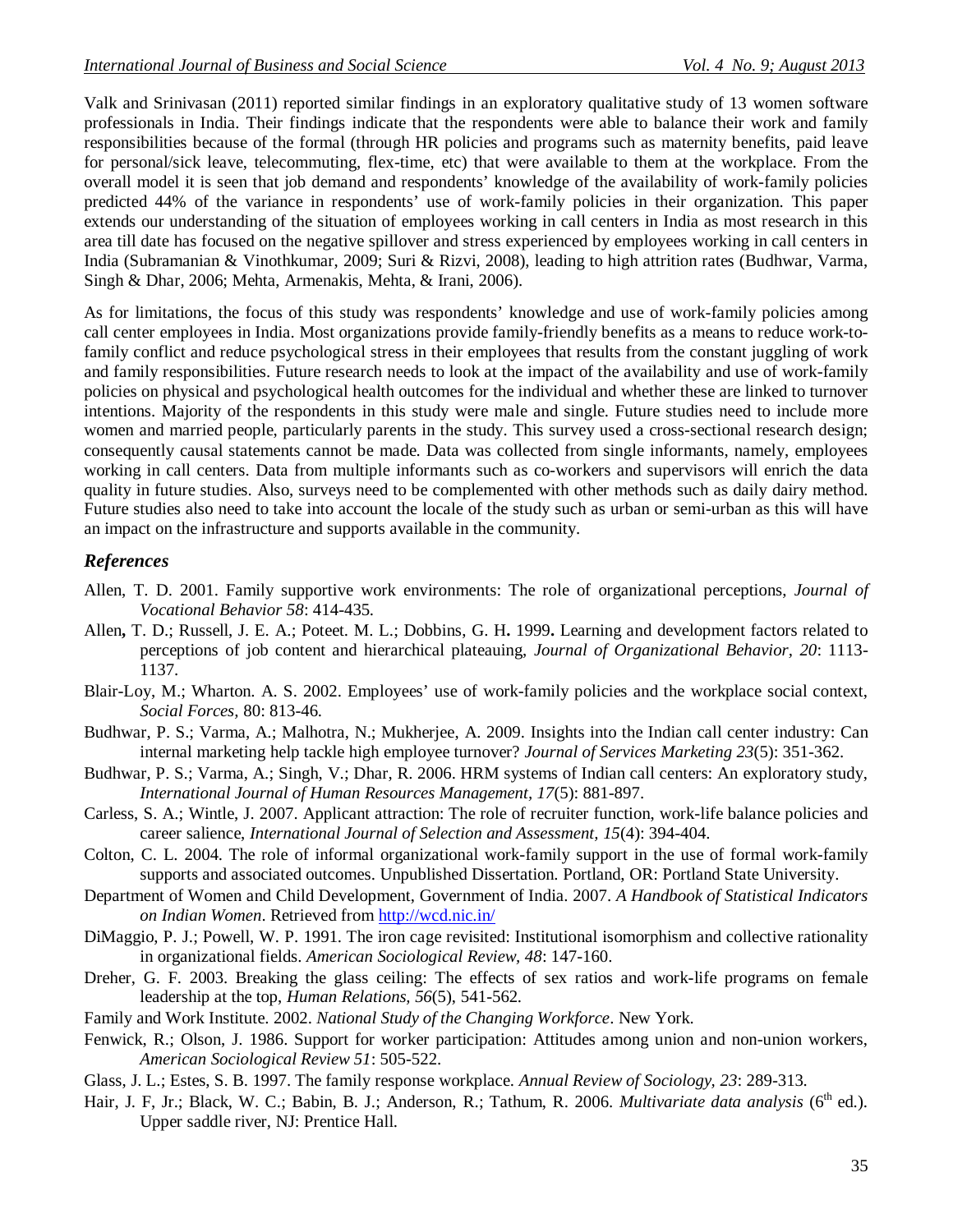Valk and Srinivasan (2011) reported similar findings in an exploratory qualitative study of 13 women software professionals in India. Their findings indicate that the respondents were able to balance their work and family responsibilities because of the formal (through HR policies and programs such as maternity benefits, paid leave for personal/sick leave, telecommuting, flex-time, etc) that were available to them at the workplace. From the overall model it is seen that job demand and respondents' knowledge of the availability of work-family policies predicted 44% of the variance in respondents' use of work-family policies in their organization. This paper extends our understanding of the situation of employees working in call centers in India as most research in this area till date has focused on the negative spillover and stress experienced by employees working in call centers in India (Subramanian & Vinothkumar, 2009; Suri & Rizvi, 2008), leading to high attrition rates (Budhwar, Varma, Singh & Dhar, 2006; Mehta, Armenakis, Mehta, & Irani, 2006).

As for limitations, the focus of this study was respondents' knowledge and use of work-family policies among call center employees in India. Most organizations provide family-friendly benefits as a means to reduce work-to-family conflict and reduce psychological stress in their employees that results from the constant juggling of work and family responsibilities. Future research needs to look at the impact of the availability and use of work-family policies on physical and psychological health outcomes for the individual and whether these are linked to turnover intentions. Majority of the respondents in this study were male and single. Future studies need to include more women and married people, particularly parents in the study. This survey used a cross-sectional research design; consequently causal statements cannot be made. Data was collected from single informants, namely, employees working in call centers. Data from multiple informants such as co-workers and supervisors will enrich the data quality in future studies. Also, surveys need to be complemented with other methods such as daily dairy method. Future studies also need to take into account the locale of the study such as urban or semi-urban as this will have an impact on the infrastructure and supports available in the community.

## *References*

Allen, T. D. 2001. Family supportive work environments: The role of organizational perceptions, *Journal of Vocational Behavior 58*: 414-435.

Allen**,** T. D.; Russell, J. E. A.; Poteet. M. L.; Dobbins, G. H**.** 1999**.** Learning and development factors related to perceptions of job content and hierarchical plateauing, *Journal of Organizational Behavior, 20*: 1113-1137.

Blair-Loy, M.; Wharton. A. S. 2002. Employees' use of work-family policies and the workplace social context, *Social Forces,* 80: 813-46.

Budhwar, P. S.; Varma, A.; Malhotra, N.; Mukherjee, A. 2009. Insights into the Indian call center industry: Can internal marketing help tackle high employee turnover? *Journal of Services Marketing 23*(5): 351-362.

Budhwar, P. S.; Varma, A.; Singh, V.; Dhar, R. 2006. HRM systems of Indian call centers: An exploratory study, *International Journal of Human Resources Management, 17*(5): 881-897.

Carless, S. A.; Wintle, J. 2007. Applicant attraction: The role of recruiter function, work-life balance policies and career salience, *International Journal of Selection and Assessment, 15*(4): 394-404.

Colton, C. L. 2004. The role of informal organizational work-family support in the use of formal work-family supports and associated outcomes. Unpublished Dissertation. Portland, OR: Portland State University.

Department of Women and Child Development, Government of India. 2007. *A Handbook of Statistical Indicators on Indian Women*. Retrieved from http://wcd.nic.in/

DiMaggio, P. J.; Powell, W. P. 1991. The iron cage revisited: Institutional isomorphism and collective rationality in organizational fields. *American Sociological Review, 48*: 147-160.

Dreher, G. F. 2003. Breaking the glass ceiling: The effects of sex ratios and work-life programs on female leadership at the top, *Human Relations, 56*(5), 541-562.

Family and Work Institute. 2002. *National Study of the Changing Workforce*. New York.

Fenwick, R.; Olson, J. 1986. Support for worker participation: Attitudes among union and non-union workers, *American Sociological Review 51*: 505-522.

Glass, J. L.; Estes, S. B. 1997. The family response workplace. *Annual Review of Sociology, 23*: 289-313.

Hair, J. F, Jr.; Black, W. C.; Babin, B. J.; Anderson, R.; Tathum, R. 2006. *Multivariate data analysis* (6th ed.). Upper saddle river, NJ: Prentice Hall.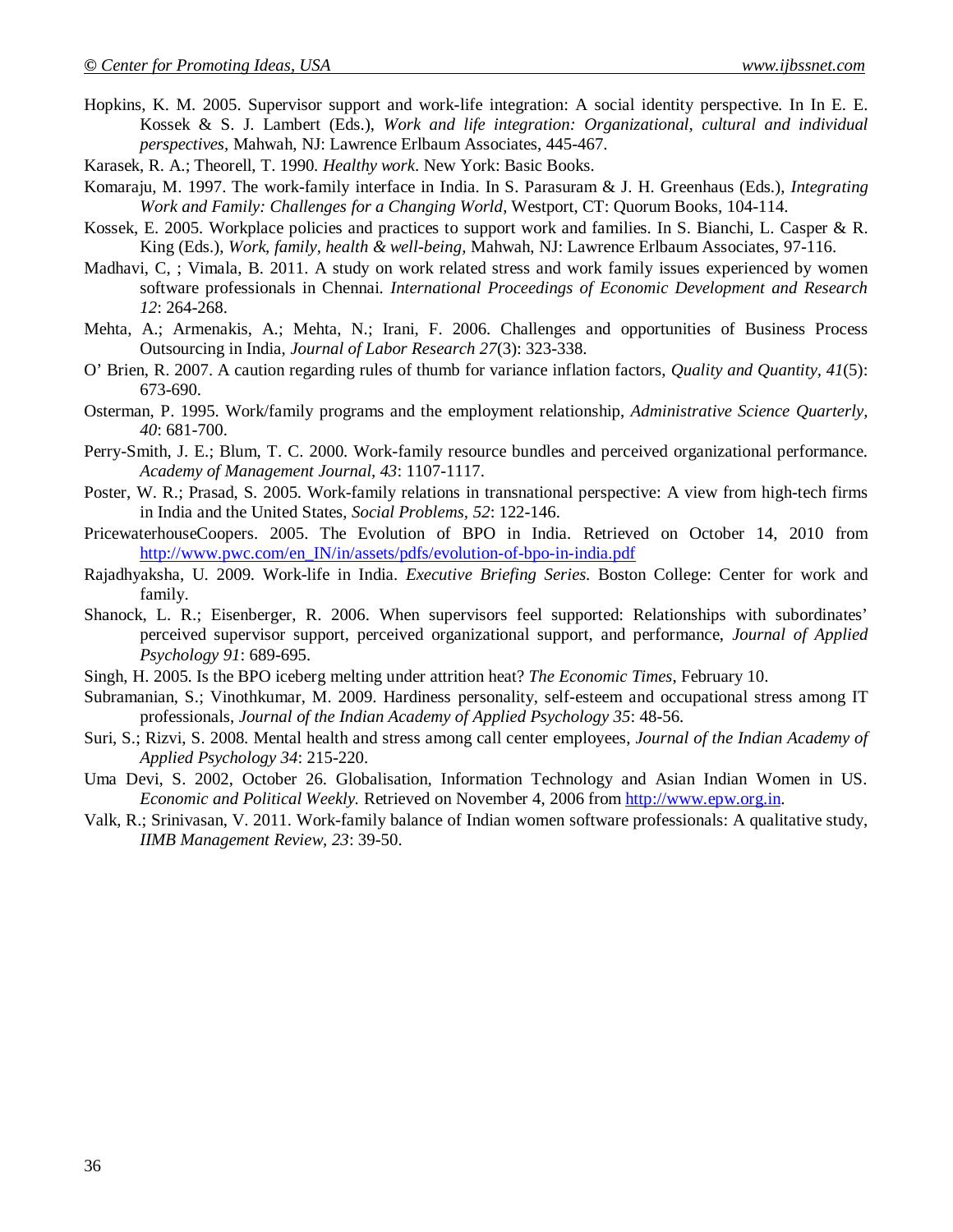Hopkins, K. M. 2005. Supervisor support and work-life integration: A social identity perspective. In In E. E. Kossek & S. J. Lambert (Eds.), *Work and life integration: Organizational, cultural and individual perspectives*, Mahwah, NJ: Lawrence Erlbaum Associates, 445-467.

Karasek, R. A.; Theorell, T. 1990. *Healthy work*. New York: Basic Books.

Komaraju, M. 1997. The work-family interface in India. In S. Parasuram & J. H. Greenhaus (Eds.), *Integrating Work and Family: Challenges for a Changing World*, Westport, CT: Quorum Books, 104-114.

Kossek, E. 2005. Workplace policies and practices to support work and families. In S. Bianchi, L. Casper & R. King (Eds.), *Work, family, health & well-being*, Mahwah, NJ: Lawrence Erlbaum Associates, 97-116.

Madhavi, C, ; Vimala, B. 2011. A study on work related stress and work family issues experienced by women software professionals in Chennai. *International Proceedings of Economic Development and Research 12*: 264-268.

Mehta, A.; Armenakis, A.; Mehta, N.; Irani, F. 2006. Challenges and opportunities of Business Process Outsourcing in India, *Journal of Labor Research 27*(3): 323-338.

O' Brien, R. 2007. A caution regarding rules of thumb for variance inflation factors, *Quality and Quantity, 41*(5): 673-690.

Osterman, P. 1995. Work/family programs and the employment relationship, *Administrative Science Quarterly, 40*: 681-700.

Perry-Smith, J. E.; Blum, T. C. 2000. Work-family resource bundles and perceived organizational performance. *Academy of Management Journal, 43*: 1107-1117.

Poster, W. R.; Prasad, S. 2005. Work-family relations in transnational perspective: A view from high-tech firms in India and the United States, *Social Problems, 52*: 122-146.

PricewaterhouseCoopers. 2005. The Evolution of BPO in India. Retrieved on October 14, 2010 from http://www.pwc.com/en_IN/in/assets/pdfs/evolution-of-bpo-in-india.pdf

Rajadhyaksha, U. 2009. Work-life in India. *Executive Briefing Series*. Boston College: Center for work and family.

Shanock, L. R.; Eisenberger, R. 2006. When supervisors feel supported: Relationships with subordinates' perceived supervisor support, perceived organizational support, and performance, *Journal of Applied Psychology 91*: 689-695.

Singh, H. 2005. Is the BPO iceberg melting under attrition heat? *The Economic Times*, February 10.

Subramanian, S.; Vinothkumar, M. 2009. Hardiness personality, self-esteem and occupational stress among IT professionals, *Journal of the Indian Academy of Applied Psychology 35*: 48-56.

Suri, S.; Rizvi, S. 2008. Mental health and stress among call center employees, *Journal of the Indian Academy of Applied Psychology 34*: 215-220.

Uma Devi, S. 2002, October 26. Globalisation, Information Technology and Asian Indian Women in US. *Economic and Political Weekly.* Retrieved on November 4, 2006 from http://www.epw.org.in.

Valk, R.; Srinivasan, V. 2011. Work-family balance of Indian women software professionals: A qualitative study, *IIMB Management Review, 23*: 39-50.